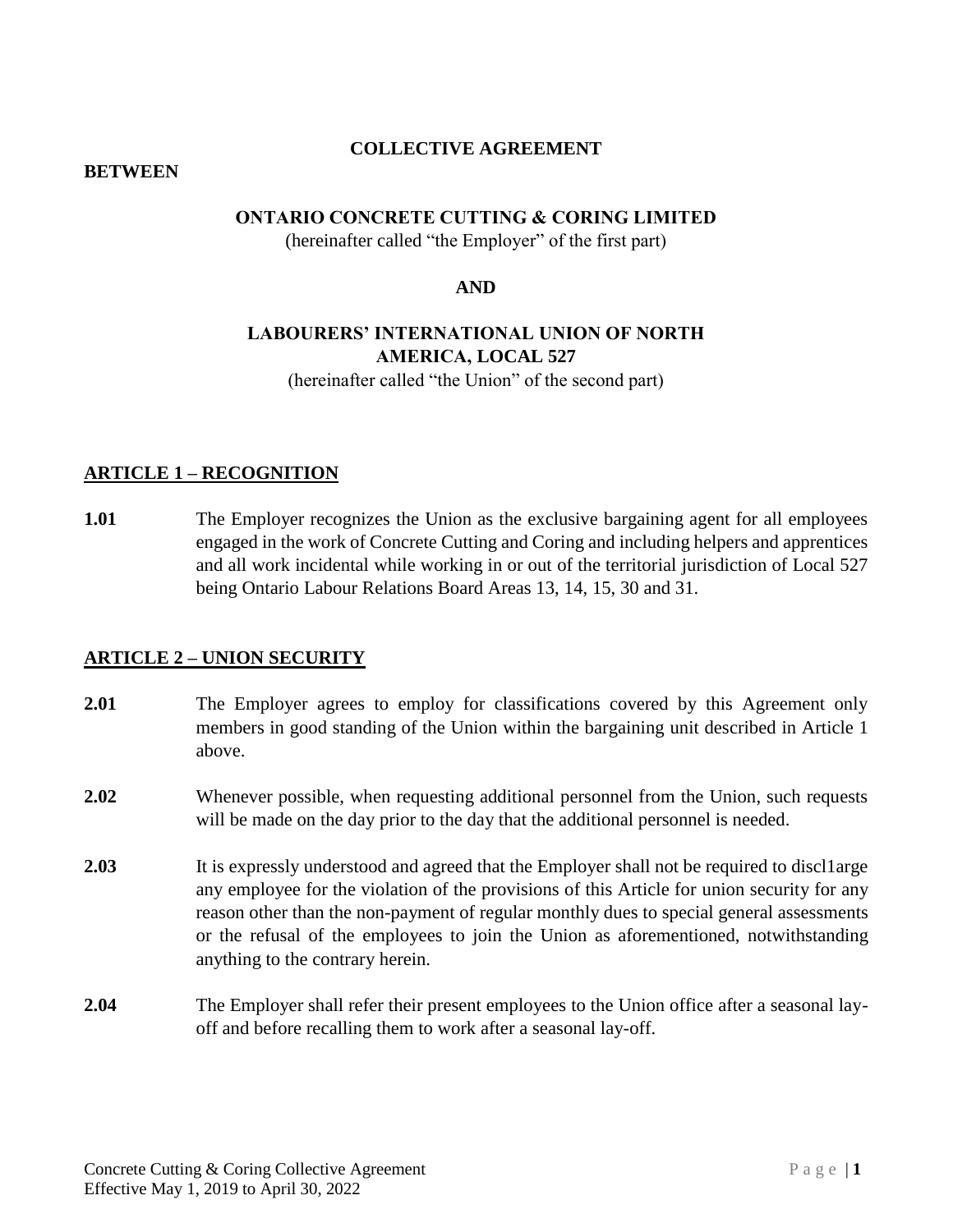**COLLECTIVE AGREEMENT**

**BETWEEN**

**ONTARIO CONCRETE CUTTING & CORING LIMITED**
(hereinafter called "the Employer" of the first part)

**AND**

**LABOURERS' INTERNATIONAL UNION OF NORTH AMERICA, LOCAL 527**
(hereinafter called "the Union" of the second part)

## ARTICLE 1 – RECOGNITION

**1.01** The Employer recognizes the Union as the exclusive bargaining agent for all employees engaged in the work of Concrete Cutting and Coring and including helpers and apprentices and all work incidental while working in or out of the territorial jurisdiction of Local 527 being Ontario Labour Relations Board Areas 13, 14, 15, 30 and 31.

## ARTICLE 2 – UNION SECURITY

**2.01** The Employer agrees to employ for classifications covered by this Agreement only members in good standing of the Union within the bargaining unit described in Article 1 above.

**2.02** Whenever possible, when requesting additional personnel from the Union, such requests will be made on the day prior to the day that the additional personnel is needed.

**2.03** It is expressly understood and agreed that the Employer shall not be required to discl1arge any employee for the violation of the provisions of this Article for union security for any reason other than the non-payment of regular monthly dues to special general assessments or the refusal of the employees to join the Union as aforementioned, notwithstanding anything to the contrary herein.

**2.04** The Employer shall refer their present employees to the Union office after a seasonal lay-off and before recalling them to work after a seasonal lay-off.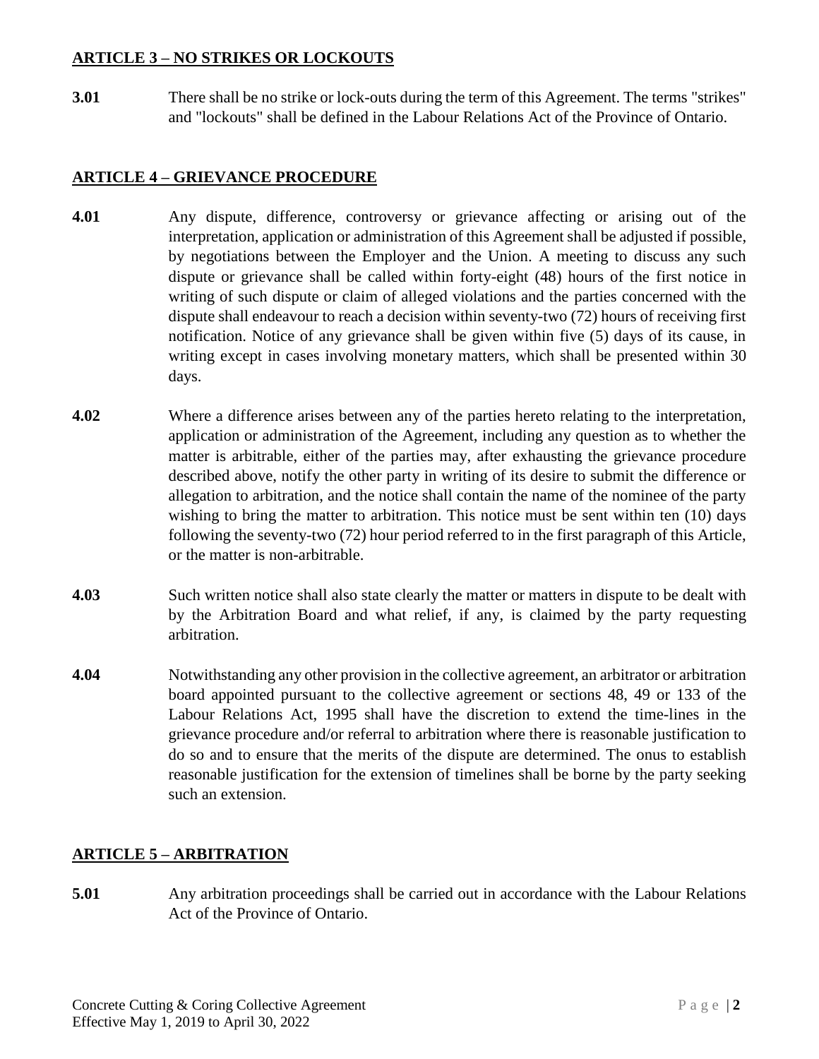## ARTICLE 3 – NO STRIKES OR LOCKOUTS

**3.01** There shall be no strike or lock-outs during the term of this Agreement. The terms "strikes" and "lockouts" shall be defined in the Labour Relations Act of the Province of Ontario.

## ARTICLE 4 – GRIEVANCE PROCEDURE

**4.01** Any dispute, difference, controversy or grievance affecting or arising out of the interpretation, application or administration of this Agreement shall be adjusted if possible, by negotiations between the Employer and the Union. A meeting to discuss any such dispute or grievance shall be called within forty-eight (48) hours of the first notice in writing of such dispute or claim of alleged violations and the parties concerned with the dispute shall endeavour to reach a decision within seventy-two (72) hours of receiving first notification. Notice of any grievance shall be given within five (5) days of its cause, in writing except in cases involving monetary matters, which shall be presented within 30 days.

**4.02** Where a difference arises between any of the parties hereto relating to the interpretation, application or administration of the Agreement, including any question as to whether the matter is arbitrable, either of the parties may, after exhausting the grievance procedure described above, notify the other party in writing of its desire to submit the difference or allegation to arbitration, and the notice shall contain the name of the nominee of the party wishing to bring the matter to arbitration. This notice must be sent within ten (10) days following the seventy-two (72) hour period referred to in the first paragraph of this Article, or the matter is non-arbitrable.

**4.03** Such written notice shall also state clearly the matter or matters in dispute to be dealt with by the Arbitration Board and what relief, if any, is claimed by the party requesting arbitration.

**4.04** Notwithstanding any other provision in the collective agreement, an arbitrator or arbitration board appointed pursuant to the collective agreement or sections 48, 49 or 133 of the Labour Relations Act, 1995 shall have the discretion to extend the time-lines in the grievance procedure and/or referral to arbitration where there is reasonable justification to do so and to ensure that the merits of the dispute are determined. The onus to establish reasonable justification for the extension of timelines shall be borne by the party seeking such an extension.

## ARTICLE 5 – ARBITRATION

**5.01** Any arbitration proceedings shall be carried out in accordance with the Labour Relations Act of the Province of Ontario.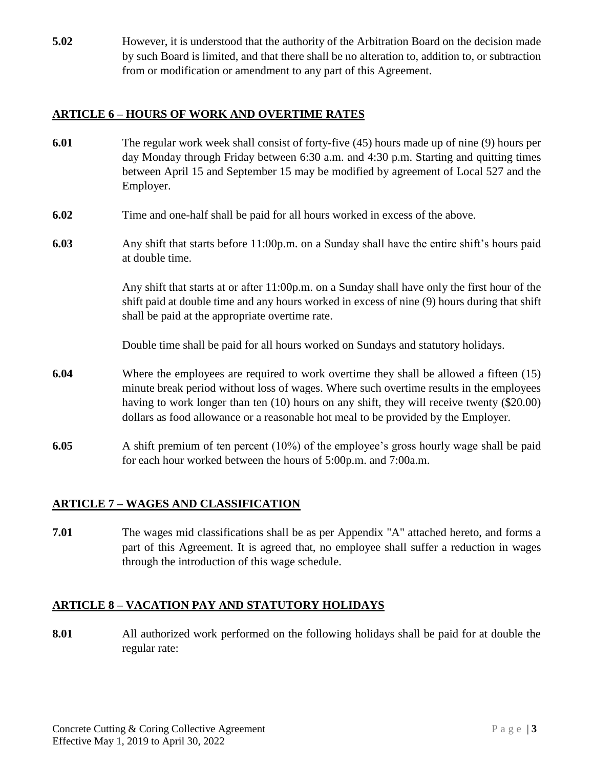**5.02** However, it is understood that the authority of the Arbitration Board on the decision made by such Board is limited, and that there shall be no alteration to, addition to, or subtraction from or modification or amendment to any part of this Agreement.

## ARTICLE 6 – HOURS OF WORK AND OVERTIME RATES

**6.01** The regular work week shall consist of forty-five (45) hours made up of nine (9) hours per day Monday through Friday between 6:30 a.m. and 4:30 p.m. Starting and quitting times between April 15 and September 15 may be modified by agreement of Local 527 and the Employer.

**6.02** Time and one-half shall be paid for all hours worked in excess of the above.

**6.03** Any shift that starts before 11:00p.m. on a Sunday shall have the entire shift's hours paid at double time.

Any shift that starts at or after 11:00p.m. on a Sunday shall have only the first hour of the shift paid at double time and any hours worked in excess of nine (9) hours during that shift shall be paid at the appropriate overtime rate.

Double time shall be paid for all hours worked on Sundays and statutory holidays.

**6.04** Where the employees are required to work overtime they shall be allowed a fifteen (15) minute break period without loss of wages. Where such overtime results in the employees having to work longer than ten (10) hours on any shift, they will receive twenty ($20.00) dollars as food allowance or a reasonable hot meal to be provided by the Employer.

**6.05** A shift premium of ten percent (10%) of the employee's gross hourly wage shall be paid for each hour worked between the hours of 5:00p.m. and 7:00a.m.

## ARTICLE 7 – WAGES AND CLASSIFICATION

**7.01** The wages mid classifications shall be as per Appendix "A" attached hereto, and forms a part of this Agreement. It is agreed that, no employee shall suffer a reduction in wages through the introduction of this wage schedule.

## ARTICLE 8 – VACATION PAY AND STATUTORY HOLIDAYS

**8.01** All authorized work performed on the following holidays shall be paid for at double the regular rate: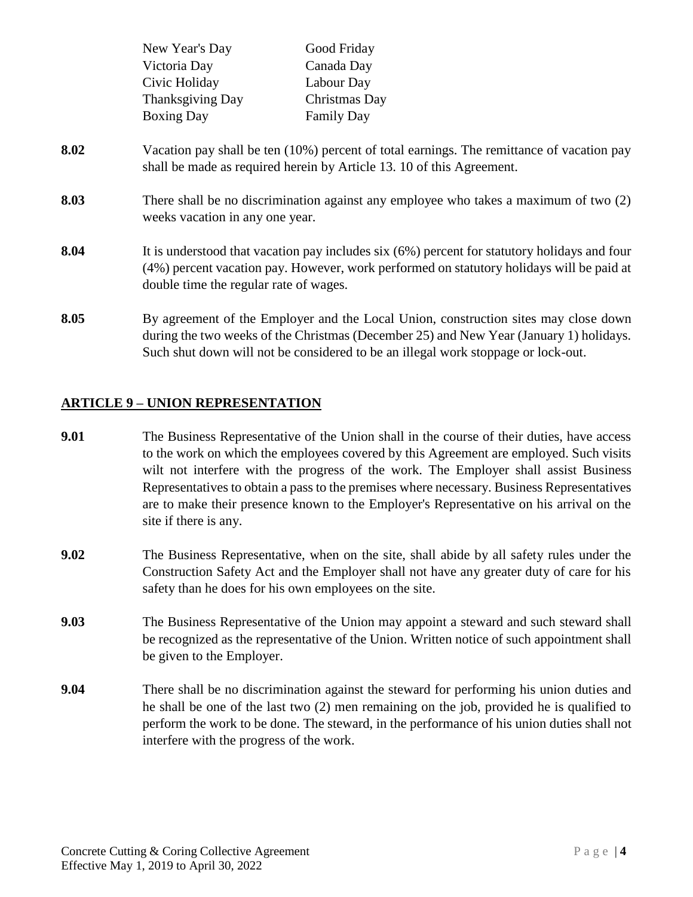| | |
|---|---|
| New Year's Day | Good Friday |
| Victoria Day | Canada Day |
| Civic Holiday | Labour Day |
| Thanksgiving Day | Christmas Day |
| Boxing Day | Family Day |

**8.02** Vacation pay shall be ten (10%) percent of total earnings. The remittance of vacation pay shall be made as required herein by Article 13. 10 of this Agreement.

**8.03** There shall be no discrimination against any employee who takes a maximum of two (2) weeks vacation in any one year.

**8.04** It is understood that vacation pay includes six (6%) percent for statutory holidays and four (4%) percent vacation pay. However, work performed on statutory holidays will be paid at double time the regular rate of wages.

**8.05** By agreement of the Employer and the Local Union, construction sites may close down during the two weeks of the Christmas (December 25) and New Year (January 1) holidays. Such shut down will not be considered to be an illegal work stoppage or lock-out.

## ARTICLE 9 – UNION REPRESENTATION

**9.01** The Business Representative of the Union shall in the course of their duties, have access to the work on which the employees covered by this Agreement are employed. Such visits wilt not interfere with the progress of the work. The Employer shall assist Business Representatives to obtain a pass to the premises where necessary. Business Representatives are to make their presence known to the Employer's Representative on his arrival on the site if there is any.

**9.02** The Business Representative, when on the site, shall abide by all safety rules under the Construction Safety Act and the Employer shall not have any greater duty of care for his safety than he does for his own employees on the site.

**9.03** The Business Representative of the Union may appoint a steward and such steward shall be recognized as the representative of the Union. Written notice of such appointment shall be given to the Employer.

**9.04** There shall be no discrimination against the steward for performing his union duties and he shall be one of the last two (2) men remaining on the job, provided he is qualified to perform the work to be done. The steward, in the performance of his union duties shall not interfere with the progress of the work.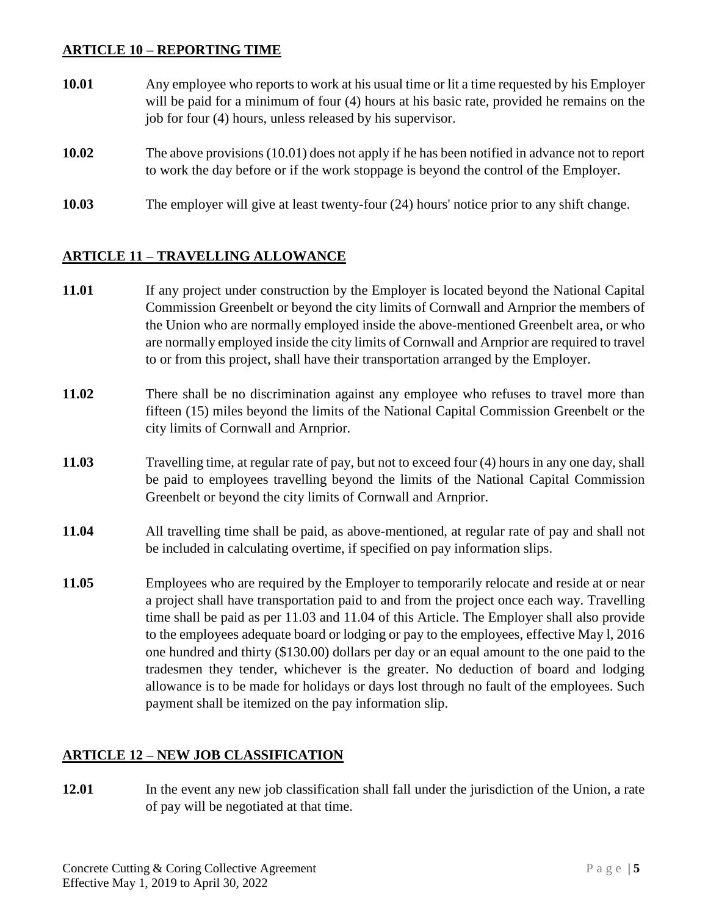## ARTICLE 10 – REPORTING TIME

**10.01** Any employee who reports to work at his usual time or lit a time requested by his Employer will be paid for a minimum of four (4) hours at his basic rate, provided he remains on the job for four (4) hours, unless released by his supervisor.

**10.02** The above provisions (10.01) does not apply if he has been notified in advance not to report to work the day before or if the work stoppage is beyond the control of the Employer.

**10.03** The employer will give at least twenty-four (24) hours' notice prior to any shift change.

## ARTICLE 11 – TRAVELLING ALLOWANCE

**11.01** If any project under construction by the Employer is located beyond the National Capital Commission Greenbelt or beyond the city limits of Cornwall and Arnprior the members of the Union who are normally employed inside the above-mentioned Greenbelt area, or who are normally employed inside the city limits of Cornwall and Arnprior are required to travel to or from this project, shall have their transportation arranged by the Employer.

**11.02** There shall be no discrimination against any employee who refuses to travel more than fifteen (15) miles beyond the limits of the National Capital Commission Greenbelt or the city limits of Cornwall and Arnprior.

**11.03** Travelling time, at regular rate of pay, but not to exceed four (4) hours in any one day, shall be paid to employees travelling beyond the limits of the National Capital Commission Greenbelt or beyond the city limits of Cornwall and Arnprior.

**11.04** All travelling time shall be paid, as above-mentioned, at regular rate of pay and shall not be included in calculating overtime, if specified on pay information slips.

**11.05** Employees who are required by the Employer to temporarily relocate and reside at or near a project shall have transportation paid to and from the project once each way. Travelling time shall be paid as per 11.03 and 11.04 of this Article. The Employer shall also provide to the employees adequate board or lodging or pay to the employees, effective May l, 2016 one hundred and thirty ($130.00) dollars per day or an equal amount to the one paid to the tradesmen they tender, whichever is the greater. No deduction of board and lodging allowance is to be made for holidays or days lost through no fault of the employees. Such payment shall be itemized on the pay information slip.

## ARTICLE 12 – NEW JOB CLASSIFICATION

**12.01** In the event any new job classification shall fall under the jurisdiction of the Union, a rate of pay will be negotiated at that time.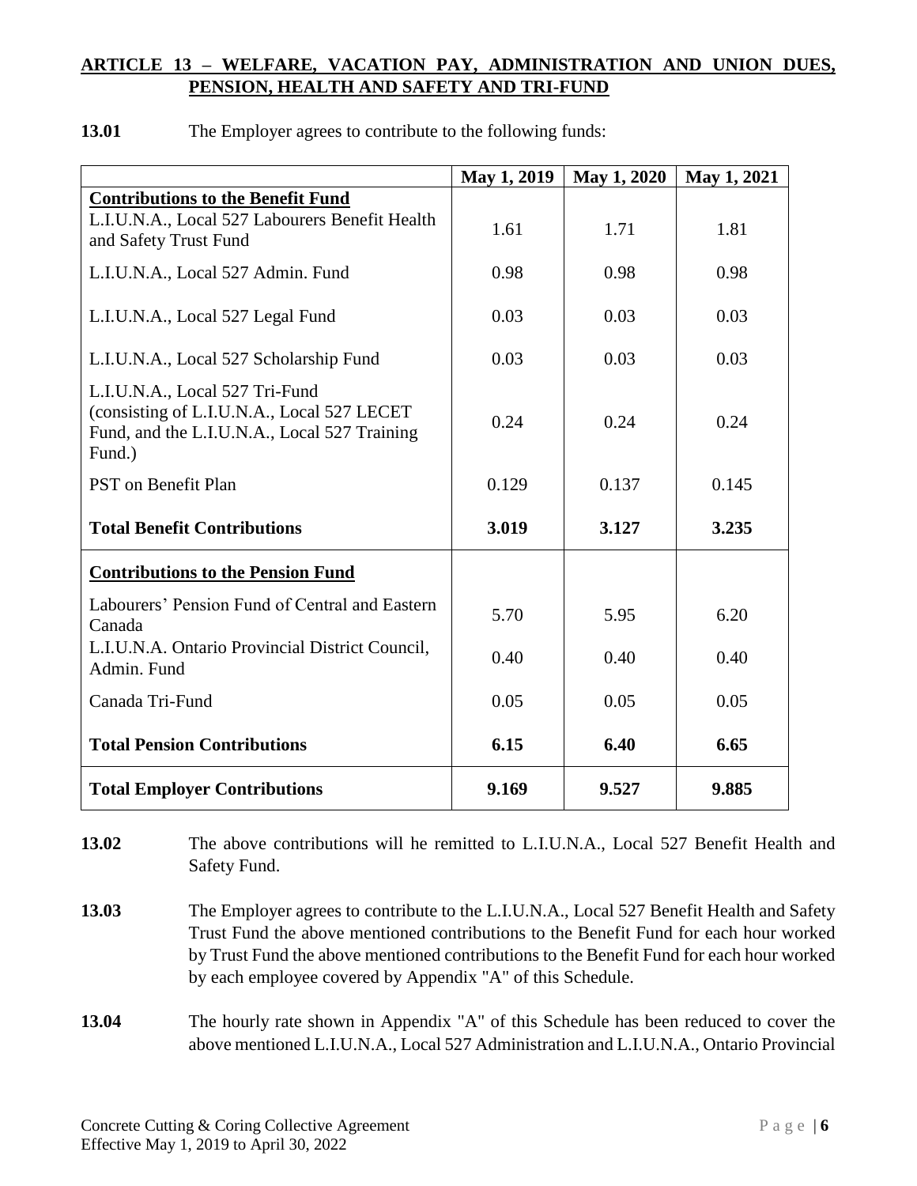## ARTICLE 13 – WELFARE, VACATION PAY, ADMINISTRATION AND UNION DUES, PENSION, HEALTH AND SAFETY AND TRI-FUND

**13.01** The Employer agrees to contribute to the following funds:

| | May 1, 2019 | May 1, 2020 | May 1, 2021 |
|---|---|---|---|
| **Contributions to the Benefit Fund** | | | |
| L.I.U.N.A., Local 527 Labourers Benefit Health and Safety Trust Fund | 1.61 | 1.71 | 1.81 |
| L.I.U.N.A., Local 527 Admin. Fund | 0.98 | 0.98 | 0.98 |
| L.I.U.N.A., Local 527 Legal Fund | 0.03 | 0.03 | 0.03 |
| L.I.U.N.A., Local 527 Scholarship Fund | 0.03 | 0.03 | 0.03 |
| L.I.U.N.A., Local 527 Tri-Fund (consisting of L.I.U.N.A., Local 527 LECET Fund, and the L.I.U.N.A., Local 527 Training Fund.) | 0.24 | 0.24 | 0.24 |
| PST on Benefit Plan | 0.129 | 0.137 | 0.145 |
| **Total Benefit Contributions** | **3.019** | **3.127** | **3.235** |
| **Contributions to the Pension Fund** | | | |
| Labourers' Pension Fund of Central and Eastern Canada | 5.70 | 5.95 | 6.20 |
| L.I.U.N.A. Ontario Provincial District Council, Admin. Fund | 0.40 | 0.40 | 0.40 |
| Canada Tri-Fund | 0.05 | 0.05 | 0.05 |
| **Total Pension Contributions** | **6.15** | **6.40** | **6.65** |
| **Total Employer Contributions** | **9.169** | **9.527** | **9.885** |

**13.02** The above contributions will he remitted to L.I.U.N.A., Local 527 Benefit Health and Safety Fund.

**13.03** The Employer agrees to contribute to the L.I.U.N.A., Local 527 Benefit Health and Safety Trust Fund the above mentioned contributions to the Benefit Fund for each hour worked by Trust Fund the above mentioned contributions to the Benefit Fund for each hour worked by each employee covered by Appendix "A" of this Schedule.

**13.04** The hourly rate shown in Appendix "A" of this Schedule has been reduced to cover the above mentioned L.I.U.N.A., Local 527 Administration and L.I.U.N.A., Ontario Provincial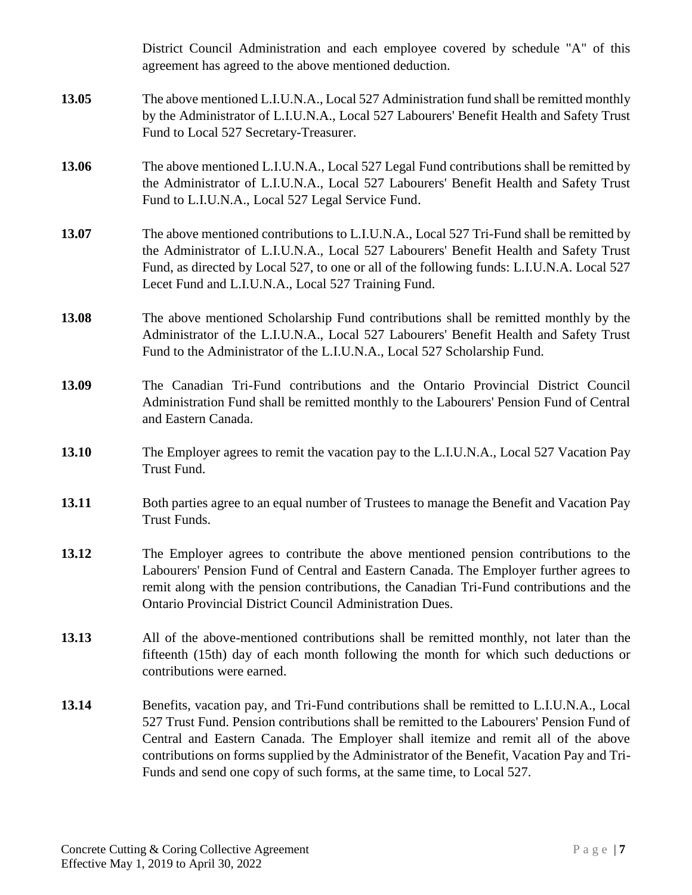District Council Administration and each employee covered by schedule "A" of this agreement has agreed to the above mentioned deduction.

**13.05** The above mentioned L.I.U.N.A., Local 527 Administration fund shall be remitted monthly by the Administrator of L.I.U.N.A., Local 527 Labourers' Benefit Health and Safety Trust Fund to Local 527 Secretary-Treasurer.

**13.06** The above mentioned L.I.U.N.A., Local 527 Legal Fund contributions shall be remitted by the Administrator of L.I.U.N.A., Local 527 Labourers' Benefit Health and Safety Trust Fund to L.I.U.N.A., Local 527 Legal Service Fund.

**13.07** The above mentioned contributions to L.I.U.N.A., Local 527 Tri-Fund shall be remitted by the Administrator of L.I.U.N.A., Local 527 Labourers' Benefit Health and Safety Trust Fund, as directed by Local 527, to one or all of the following funds: L.I.U.N.A. Local 527 Lecet Fund and L.I.U.N.A., Local 527 Training Fund.

**13.08** The above mentioned Scholarship Fund contributions shall be remitted monthly by the Administrator of the L.I.U.N.A., Local 527 Labourers' Benefit Health and Safety Trust Fund to the Administrator of the L.I.U.N.A., Local 527 Scholarship Fund.

**13.09** The Canadian Tri-Fund contributions and the Ontario Provincial District Council Administration Fund shall be remitted monthly to the Labourers' Pension Fund of Central and Eastern Canada.

**13.10** The Employer agrees to remit the vacation pay to the L.I.U.N.A., Local 527 Vacation Pay Trust Fund.

**13.11** Both parties agree to an equal number of Trustees to manage the Benefit and Vacation Pay Trust Funds.

**13.12** The Employer agrees to contribute the above mentioned pension contributions to the Labourers' Pension Fund of Central and Eastern Canada. The Employer further agrees to remit along with the pension contributions, the Canadian Tri-Fund contributions and the Ontario Provincial District Council Administration Dues.

**13.13** All of the above-mentioned contributions shall be remitted monthly, not later than the fifteenth (15th) day of each month following the month for which such deductions or contributions were earned.

**13.14** Benefits, vacation pay, and Tri-Fund contributions shall be remitted to L.I.U.N.A., Local 527 Trust Fund. Pension contributions shall be remitted to the Labourers' Pension Fund of Central and Eastern Canada. The Employer shall itemize and remit all of the above contributions on forms supplied by the Administrator of the Benefit, Vacation Pay and Tri-Funds and send one copy of such forms, at the same time, to Local 527.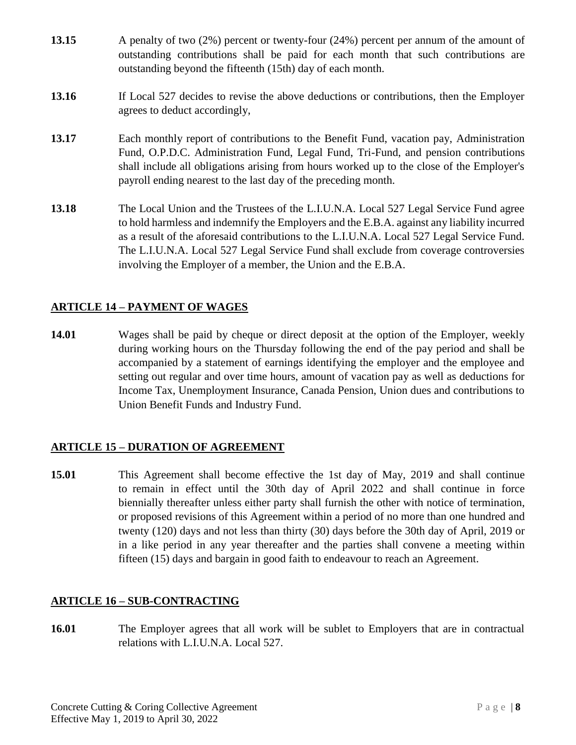**13.15** A penalty of two (2%) percent or twenty-four (24%) percent per annum of the amount of outstanding contributions shall be paid for each month that such contributions are outstanding beyond the fifteenth (15th) day of each month.

**13.16** If Local 527 decides to revise the above deductions or contributions, then the Employer agrees to deduct accordingly,

**13.17** Each monthly report of contributions to the Benefit Fund, vacation pay, Administration Fund, O.P.D.C. Administration Fund, Legal Fund, Tri-Fund, and pension contributions shall include all obligations arising from hours worked up to the close of the Employer's payroll ending nearest to the last day of the preceding month.

**13.18** The Local Union and the Trustees of the L.I.U.N.A. Local 527 Legal Service Fund agree to hold harmless and indemnify the Employers and the E.B.A. against any liability incurred as a result of the aforesaid contributions to the L.I.U.N.A. Local 527 Legal Service Fund. The L.I.U.N.A. Local 527 Legal Service Fund shall exclude from coverage controversies involving the Employer of a member, the Union and the E.B.A.

## ARTICLE 14 – PAYMENT OF WAGES

**14.01** Wages shall be paid by cheque or direct deposit at the option of the Employer, weekly during working hours on the Thursday following the end of the pay period and shall be accompanied by a statement of earnings identifying the employer and the employee and setting out regular and over time hours, amount of vacation pay as well as deductions for Income Tax, Unemployment Insurance, Canada Pension, Union dues and contributions to Union Benefit Funds and Industry Fund.

## ARTICLE 15 – DURATION OF AGREEMENT

**15.01** This Agreement shall become effective the 1st day of May, 2019 and shall continue to remain in effect until the 30th day of April 2022 and shall continue in force biennially thereafter unless either party shall furnish the other with notice of termination, or proposed revisions of this Agreement within a period of no more than one hundred and twenty (120) days and not less than thirty (30) days before the 30th day of April, 2019 or in a like period in any year thereafter and the parties shall convene a meeting within fifteen (15) days and bargain in good faith to endeavour to reach an Agreement.

## ARTICLE 16 – SUB-CONTRACTING

**16.01** The Employer agrees that all work will be sublet to Employers that are in contractual relations with L.I.U.N.A. Local 527.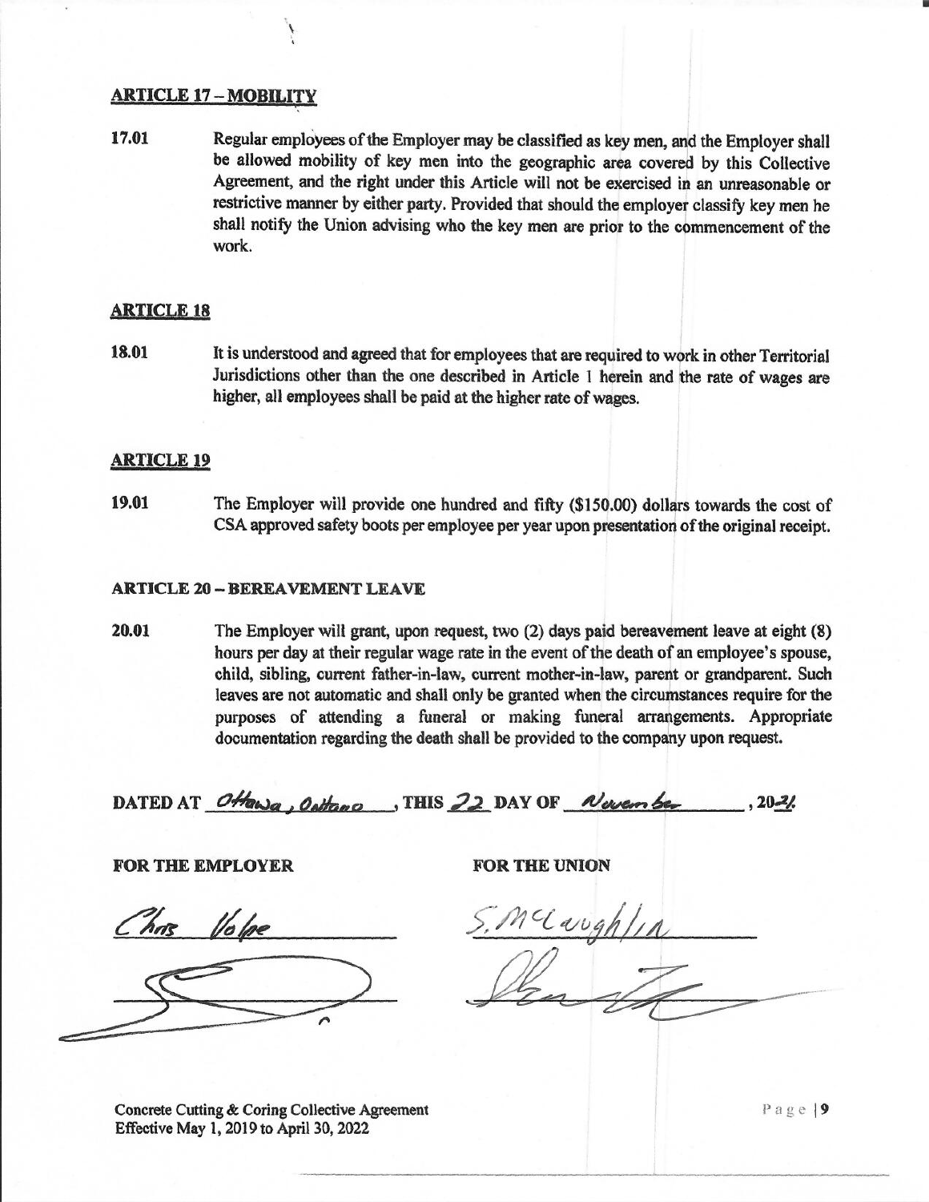## ARTICLE 17 – MOBILITY

**17.01** Regular employees of the Employer may be classified as key men, and the Employer shall be allowed mobility of key men into the geographic area covered by this Collective Agreement, and the right under this Article will not be exercised in an unreasonable or restrictive manner by either party. Provided that should the employer classify key men he shall notify the Union advising who the key men are prior to the commencement of the work.

## ARTICLE 18

**18.01** It is understood and agreed that for employees that are required to work in other Territorial Jurisdictions other than the one described in Article 1 herein and the rate of wages are higher, all employees shall be paid at the higher rate of wages.

## ARTICLE 19

**19.01** The Employer will provide one hundred and fifty ($150.00) dollars towards the cost of CSA approved safety boots per employee per year upon presentation of the original receipt.

## ARTICLE 20 – BEREAVEMENT LEAVE

**20.01** The Employer will grant, upon request, two (2) days paid bereavement leave at eight (8) hours per day at their regular wage rate in the event of the death of an employee's spouse, child, sibling, current father-in-law, current mother-in-law, parent or grandparent. Such leaves are not automatic and shall only be granted when the circumstances require for the purposes of attending a funeral or making funeral arrangements. Appropriate documentation regarding the death shall be provided to the company upon request.

**DATED AT** Ottawa, Ontario **, THIS** 22 **DAY OF** November **, 20**21

| **FOR THE EMPLOYER** | **FOR THE UNION** |
|---|---|
| Chris Volpe | S. McLaughlin |
| [signature] | [signature] |

Concrete Cutting & Coring Collective Agreement
Effective May 1, 2019 to April 30, 2022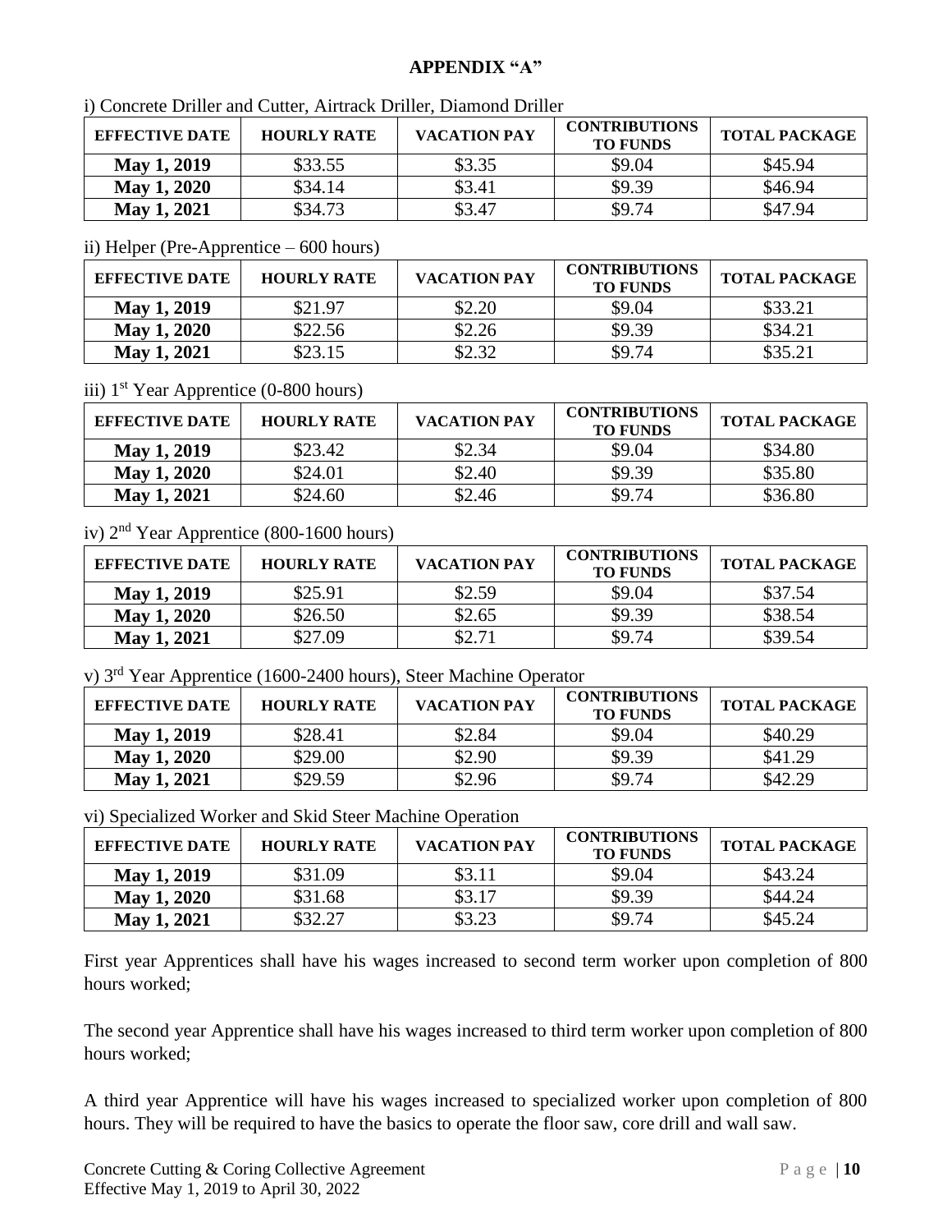# APPENDIX "A"

i) Concrete Driller and Cutter, Airtrack Driller, Diamond Driller

| EFFECTIVE DATE | HOURLY RATE | VACATION PAY | CONTRIBUTIONS TO FUNDS | TOTAL PACKAGE |
|---|---|---|---|---|
| **May 1, 2019** | \$33.55 | \$3.35 | \$9.04 | \$45.94 |
| **May 1, 2020** | \$34.14 | \$3.41 | \$9.39 | \$46.94 |
| **May 1, 2021** | \$34.73 | \$3.47 | \$9.74 | \$47.94 |

ii) Helper (Pre-Apprentice – 600 hours)

| EFFECTIVE DATE | HOURLY RATE | VACATION PAY | CONTRIBUTIONS TO FUNDS | TOTAL PACKAGE |
|---|---|---|---|---|
| **May 1, 2019** | \$21.97 | \$2.20 | \$9.04 | \$33.21 |
| **May 1, 2020** | \$22.56 | \$2.26 | \$9.39 | \$34.21 |
| **May 1, 2021** | \$23.15 | \$2.32 | \$9.74 | \$35.21 |

iii) 1st Year Apprentice (0-800 hours)

| EFFECTIVE DATE | HOURLY RATE | VACATION PAY | CONTRIBUTIONS TO FUNDS | TOTAL PACKAGE |
|---|---|---|---|---|
| **May 1, 2019** | \$23.42 | \$2.34 | \$9.04 | \$34.80 |
| **May 1, 2020** | \$24.01 | \$2.40 | \$9.39 | \$35.80 |
| **May 1, 2021** | \$24.60 | \$2.46 | \$9.74 | \$36.80 |

iv) 2nd Year Apprentice (800-1600 hours)

| EFFECTIVE DATE | HOURLY RATE | VACATION PAY | CONTRIBUTIONS TO FUNDS | TOTAL PACKAGE |
|---|---|---|---|---|
| **May 1, 2019** | \$25.91 | \$2.59 | \$9.04 | \$37.54 |
| **May 1, 2020** | \$26.50 | \$2.65 | \$9.39 | \$38.54 |
| **May 1, 2021** | \$27.09 | \$2.71 | \$9.74 | \$39.54 |

v) 3rd Year Apprentice (1600-2400 hours), Steer Machine Operator

| EFFECTIVE DATE | HOURLY RATE | VACATION PAY | CONTRIBUTIONS TO FUNDS | TOTAL PACKAGE |
|---|---|---|---|---|
| **May 1, 2019** | \$28.41 | \$2.84 | \$9.04 | \$40.29 |
| **May 1, 2020** | \$29.00 | \$2.90 | \$9.39 | \$41.29 |
| **May 1, 2021** | \$29.59 | \$2.96 | \$9.74 | \$42.29 |

vi) Specialized Worker and Skid Steer Machine Operation

| EFFECTIVE DATE | HOURLY RATE | VACATION PAY | CONTRIBUTIONS TO FUNDS | TOTAL PACKAGE |
|---|---|---|---|---|
| **May 1, 2019** | \$31.09 | \$3.11 | \$9.04 | \$43.24 |
| **May 1, 2020** | \$31.68 | \$3.17 | \$9.39 | \$44.24 |
| **May 1, 2021** | \$32.27 | \$3.23 | \$9.74 | \$45.24 |

First year Apprentices shall have his wages increased to second term worker upon completion of 800 hours worked;

The second year Apprentice shall have his wages increased to third term worker upon completion of 800 hours worked;

A third year Apprentice will have his wages increased to specialized worker upon completion of 800 hours. They will be required to have the basics to operate the floor saw, core drill and wall saw.